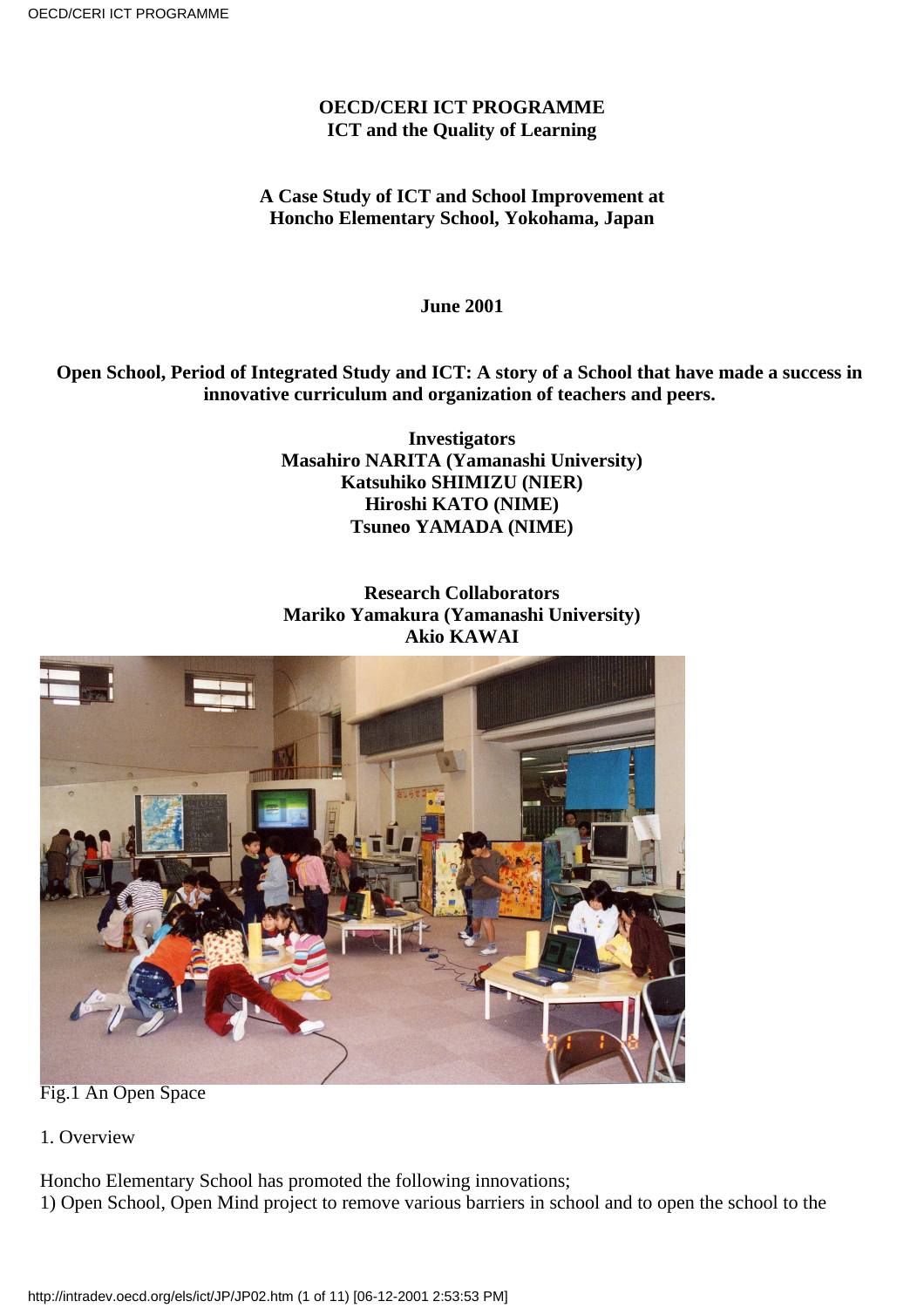# OECD/CERI ICT PROGRAMME
# ICT and the Quality of Learning

## A Case Study of ICT and School Improvement at Honcho Elementary School, Yokohama, Japan

**June 2001**

**Open School, Period of Integrated Study and ICT: A story of a School that have made a success in innovative curriculum and organization of teachers and peers.**

**Investigators**
**Masahiro NARITA (Yamanashi University)**
**Katsuhiko SHIMIZU (NIER)**
**Hiroshi KATO (NIME)**
**Tsuneo YAMADA (NIME)**

**Research Collaborators**
**Mariko Yamakura (Yamanashi University)**
**Akio KAWAI**

Fig.1 An Open Space

1. Overview

Honcho Elementary School has promoted the following innovations;
1) Open School, Open Mind project to remove various barriers in school and to open the school to the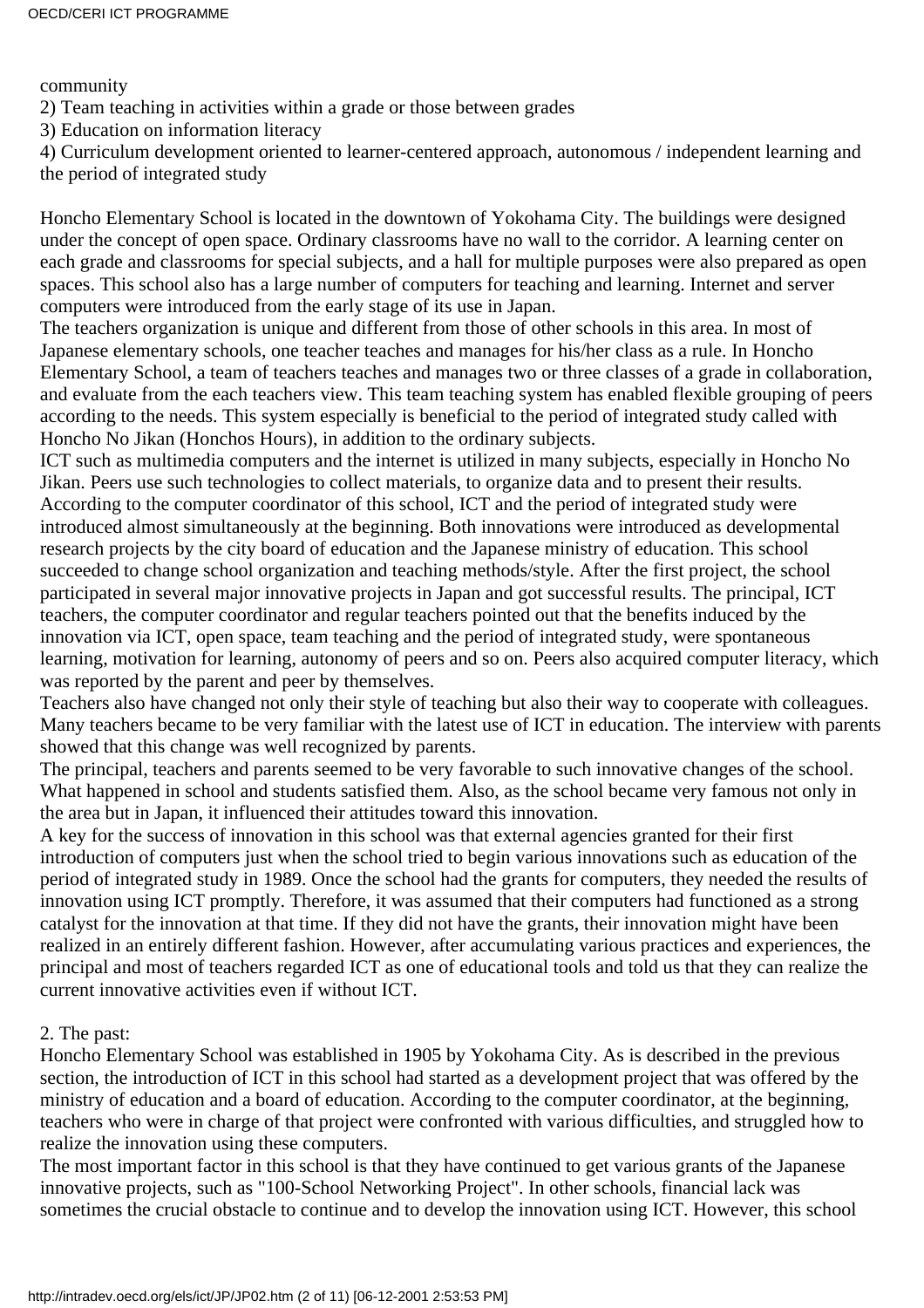community

2) Team teaching in activities within a grade or those between grades

3) Education on information literacy

4) Curriculum development oriented to learner-centered approach, autonomous / independent learning and the period of integrated study

Honcho Elementary School is located in the downtown of Yokohama City. The buildings were designed under the concept of open space. Ordinary classrooms have no wall to the corridor. A learning center on each grade and classrooms for special subjects, and a hall for multiple purposes were also prepared as open spaces. This school also has a large number of computers for teaching and learning. Internet and server computers were introduced from the early stage of its use in Japan.

The teachers organization is unique and different from those of other schools in this area. In most of Japanese elementary schools, one teacher teaches and manages for his/her class as a rule. In Honcho Elementary School, a team of teachers teaches and manages two or three classes of a grade in collaboration, and evaluate from the each teachers view. This team teaching system has enabled flexible grouping of peers according to the needs. This system especially is beneficial to the period of integrated study called with Honcho No Jikan (Honchos Hours), in addition to the ordinary subjects.

ICT such as multimedia computers and the internet is utilized in many subjects, especially in Honcho No Jikan. Peers use such technologies to collect materials, to organize data and to present their results. According to the computer coordinator of this school, ICT and the period of integrated study were introduced almost simultaneously at the beginning. Both innovations were introduced as developmental research projects by the city board of education and the Japanese ministry of education. This school succeeded to change school organization and teaching methods/style. After the first project, the school participated in several major innovative projects in Japan and got successful results. The principal, ICT teachers, the computer coordinator and regular teachers pointed out that the benefits induced by the innovation via ICT, open space, team teaching and the period of integrated study, were spontaneous learning, motivation for learning, autonomy of peers and so on. Peers also acquired computer literacy, which was reported by the parent and peer by themselves.

Teachers also have changed not only their style of teaching but also their way to cooperate with colleagues. Many teachers became to be very familiar with the latest use of ICT in education. The interview with parents showed that this change was well recognized by parents.

The principal, teachers and parents seemed to be very favorable to such innovative changes of the school. What happened in school and students satisfied them. Also, as the school became very famous not only in the area but in Japan, it influenced their attitudes toward this innovation.

A key for the success of innovation in this school was that external agencies granted for their first introduction of computers just when the school tried to begin various innovations such as education of the period of integrated study in 1989. Once the school had the grants for computers, they needed the results of innovation using ICT promptly. Therefore, it was assumed that their computers had functioned as a strong catalyst for the innovation at that time. If they did not have the grants, their innovation might have been realized in an entirely different fashion. However, after accumulating various practices and experiences, the principal and most of teachers regarded ICT as one of educational tools and told us that they can realize the current innovative activities even if without ICT.

## 2. The past:

Honcho Elementary School was established in 1905 by Yokohama City. As is described in the previous section, the introduction of ICT in this school had started as a development project that was offered by the ministry of education and a board of education. According to the computer coordinator, at the beginning, teachers who were in charge of that project were confronted with various difficulties, and struggled how to realize the innovation using these computers.

The most important factor in this school is that they have continued to get various grants of the Japanese innovative projects, such as "100-School Networking Project". In other schools, financial lack was sometimes the crucial obstacle to continue and to develop the innovation using ICT. However, this school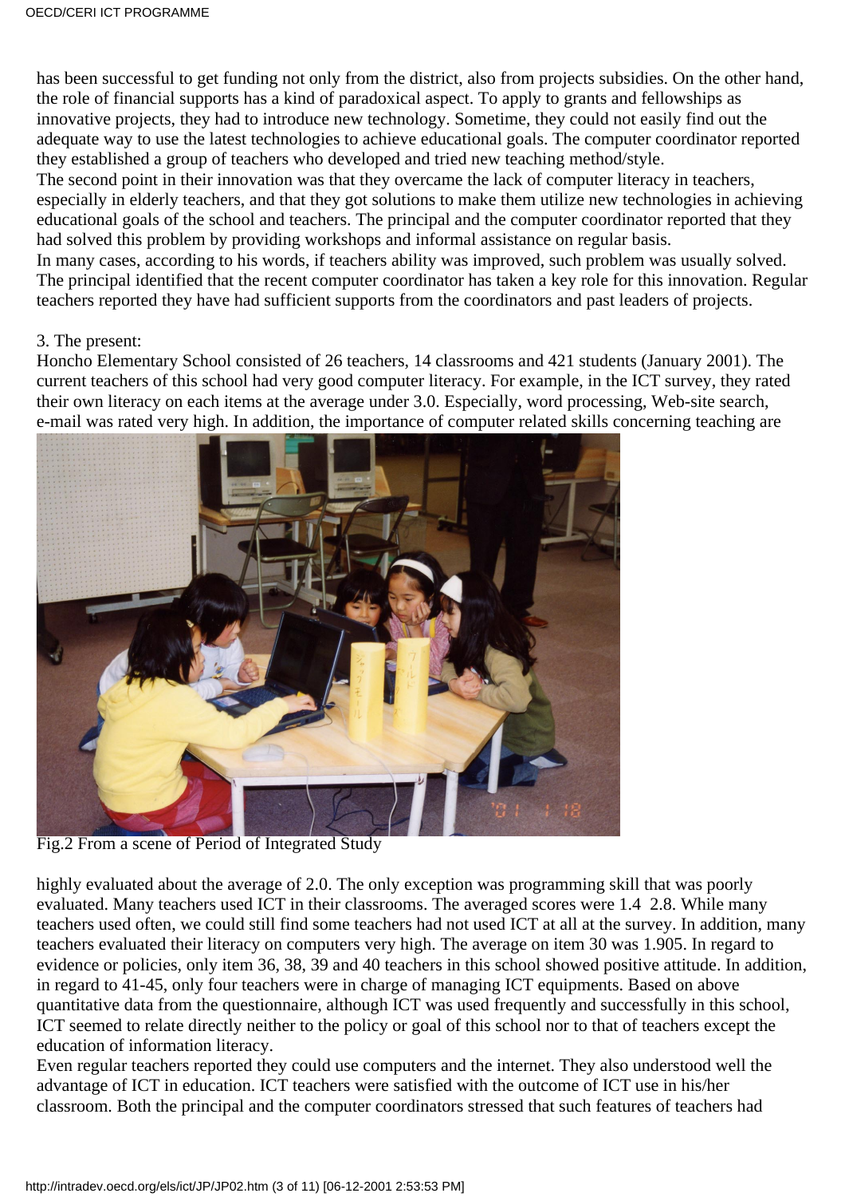has been successful to get funding not only from the district, also from projects subsidies. On the other hand, the role of financial supports has a kind of paradoxical aspect. To apply to grants and fellowships as innovative projects, they had to introduce new technology. Sometime, they could not easily find out the adequate way to use the latest technologies to achieve educational goals. The computer coordinator reported they established a group of teachers who developed and tried new teaching method/style.
The second point in their innovation was that they overcame the lack of computer literacy in teachers, especially in elderly teachers, and that they got solutions to make them utilize new technologies in achieving educational goals of the school and teachers. The principal and the computer coordinator reported that they had solved this problem by providing workshops and informal assistance on regular basis.
In many cases, according to his words, if teachers ability was improved, such problem was usually solved. The principal identified that the recent computer coordinator has taken a key role for this innovation. Regular teachers reported they have had sufficient supports from the coordinators and past leaders of projects.

3. The present:
Honcho Elementary School consisted of 26 teachers, 14 classrooms and 421 students (January 2001). The current teachers of this school had very good computer literacy. For example, in the ICT survey, they rated their own literacy on each items at the average under 3.0. Especially, word processing, Web-site search, e-mail was rated very high. In addition, the importance of computer related skills concerning teaching are

Fig.2 From a scene of Period of Integrated Study

highly evaluated about the average of 2.0. The only exception was programming skill that was poorly evaluated. Many teachers used ICT in their classrooms. The averaged scores were 1.4 2.8. While many teachers used often, we could still find some teachers had not used ICT at all at the survey. In addition, many teachers evaluated their literacy on computers very high. The average on item 30 was 1.905. In regard to evidence or policies, only item 36, 38, 39 and 40 teachers in this school showed positive attitude. In addition, in regard to 41-45, only four teachers were in charge of managing ICT equipments. Based on above quantitative data from the questionnaire, although ICT was used frequently and successfully in this school, ICT seemed to relate directly neither to the policy or goal of this school nor to that of teachers except the education of information literacy.
Even regular teachers reported they could use computers and the internet. They also understood well the advantage of ICT in education. ICT teachers were satisfied with the outcome of ICT use in his/her classroom. Both the principal and the computer coordinators stressed that such features of teachers had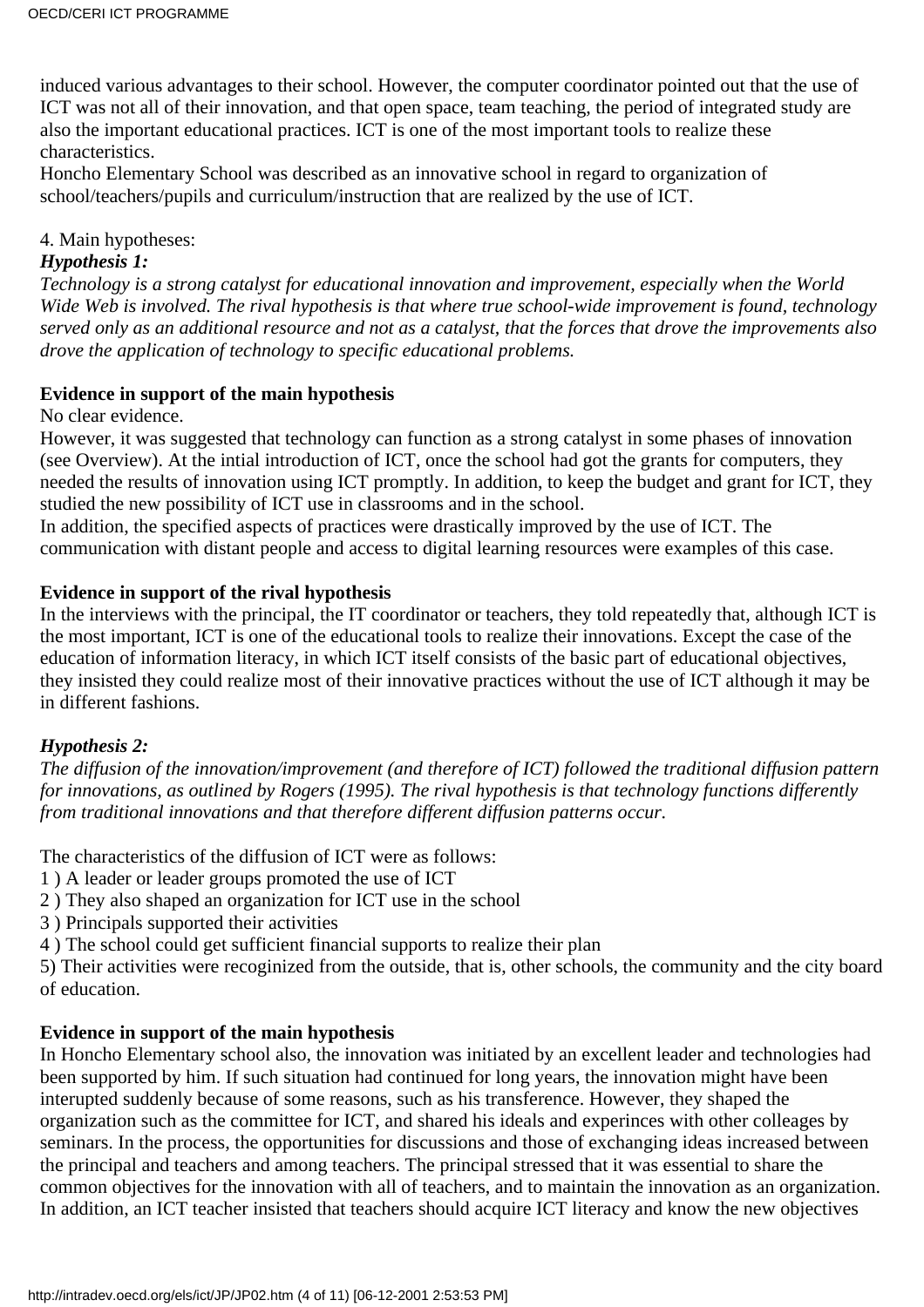induced various advantages to their school. However, the computer coordinator pointed out that the use of ICT was not all of their innovation, and that open space, team teaching, the period of integrated study are also the important educational practices. ICT is one of the most important tools to realize these characteristics.
Honcho Elementary School was described as an innovative school in regard to organization of school/teachers/pupils and curriculum/instruction that are realized by the use of ICT.

4. Main hypotheses:

***Hypothesis 1:***

*Technology is a strong catalyst for educational innovation and improvement, especially when the World Wide Web is involved. The rival hypothesis is that where true school-wide improvement is found, technology served only as an additional resource and not as a catalyst, that the forces that drove the improvements also drove the application of technology to specific educational problems.*

**Evidence in support of the main hypothesis**

No clear evidence.
However, it was suggested that technology can function as a strong catalyst in some phases of innovation (see Overview). At the intial introduction of ICT, once the school had got the grants for computers, they needed the results of innovation using ICT promptly. In addition, to keep the budget and grant for ICT, they studied the new possibility of ICT use in classrooms and in the school.
In addition, the specified aspects of practices were drastically improved by the use of ICT. The communication with distant people and access to digital learning resources were examples of this case.

**Evidence in support of the rival hypothesis**

In the interviews with the principal, the IT coordinator or teachers, they told repeatedly that, although ICT is the most important, ICT is one of the educational tools to realize their innovations. Except the case of the education of information literacy, in which ICT itself consists of the basic part of educational objectives, they insisted they could realize most of their innovative practices without the use of ICT although it may be in different fashions.

***Hypothesis 2:***

*The diffusion of the innovation/improvement (and therefore of ICT) followed the traditional diffusion pattern for innovations, as outlined by Rogers (1995). The rival hypothesis is that technology functions differently from traditional innovations and that therefore different diffusion patterns occur.*

The characteristics of the diffusion of ICT were as follows:

1 ) A leader or leader groups promoted the use of ICT
2 ) They also shaped an organization for ICT use in the school
3 ) Principals supported their activities
4 ) The school could get sufficient financial supports to realize their plan
5) Their activities were recoginized from the outside, that is, other schools, the community and the city board of education.

**Evidence in support of the main hypothesis**

In Honcho Elementary school also, the innovation was initiated by an excellent leader and technologies had been supported by him. If such situation had continued for long years, the innovation might have been interupted suddenly because of some reasons, such as his transference. However, they shaped the organization such as the committee for ICT, and shared his ideals and experinces with other coleages by seminars. In the process, the opportunities for discussions and those of exchanging ideas increased between the principal and teachers and among teachers. The principal stressed that it was essential to share the common objectives for the innovation with all of teachers, and to maintain the innovation as an organization. In addition, an ICT teacher insisted that teachers should acquire ICT literacy and know the new objectives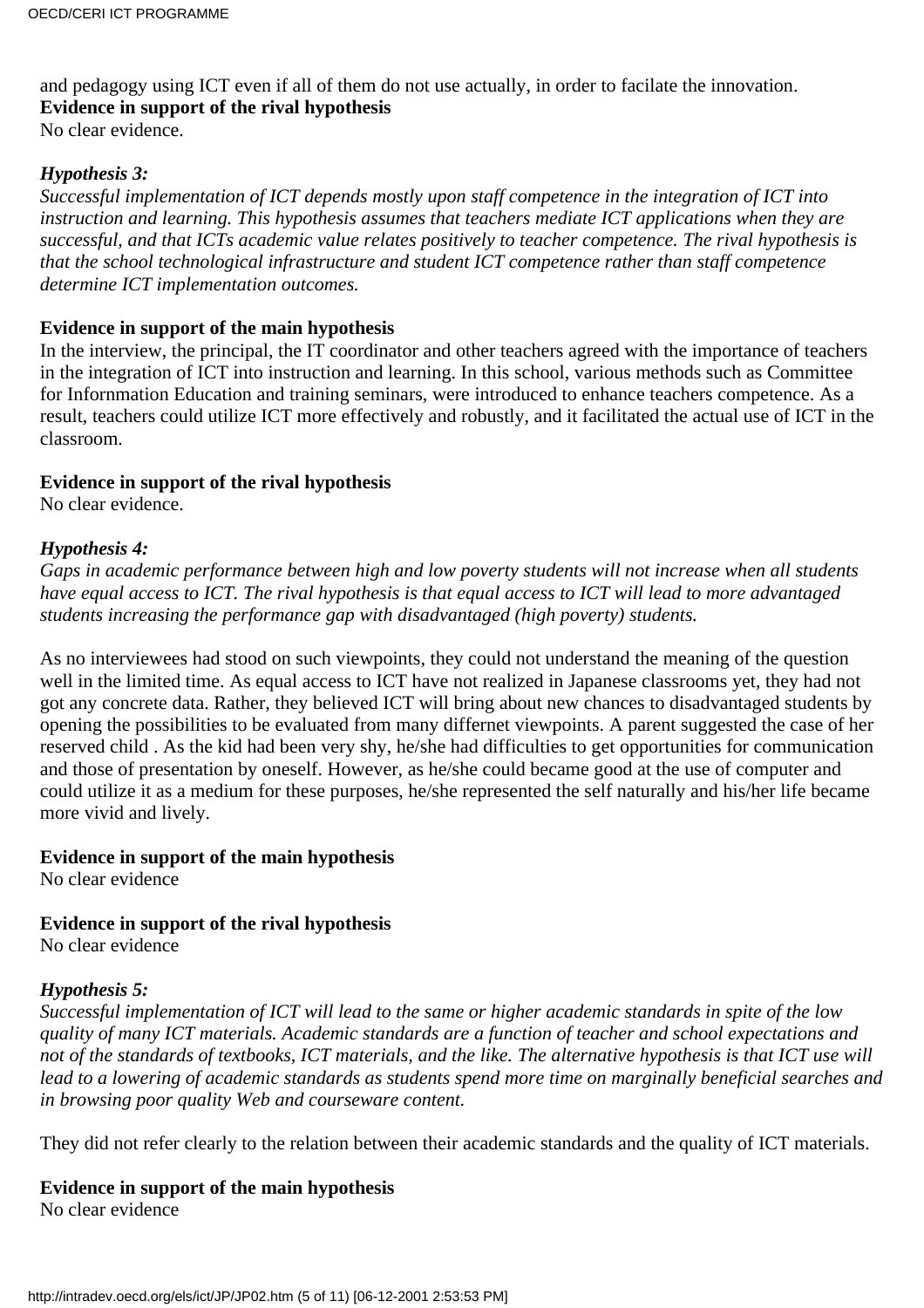and pedagogy using ICT even if all of them do not use actually, in order to facilate the innovation.

**Evidence in support of the rival hypothesis**

No clear evidence.

***Hypothesis 3:***

*Successful implementation of ICT depends mostly upon staff competence in the integration of ICT into instruction and learning. This hypothesis assumes that teachers mediate ICT applications when they are successful, and that ICTs academic value relates positively to teacher competence. The rival hypothesis is that the school technological infrastructure and student ICT competence rather than staff competence determine ICT implementation outcomes.*

**Evidence in support of the main hypothesis**

In the interview, the principal, the IT coordinator and other teachers agreed with the importance of teachers in the integration of ICT into instruction and learning. In this school, various methods such as Committee for Infornmation Education and training seminars, were introduced to enhance teachers competence. As a result, teachers could utilize ICT more effectively and robustly, and it facilitated the actual use of ICT in the classroom.

**Evidence in support of the rival hypothesis**

No clear evidence.

***Hypothesis 4:***

*Gaps in academic performance between high and low poverty students will not increase when all students have equal access to ICT. The rival hypothesis is that equal access to ICT will lead to more advantaged students increasing the performance gap with disadvantaged (high poverty) students.*

As no interviewees had stood on such viewpoints, they could not understand the meaning of the question well in the limited time. As equal access to ICT have not realized in Japanese classrooms yet, they had not got any concrete data. Rather, they believed ICT will bring about new chances to disadvantaged students by opening the possibilities to be evaluated from many differnet viewpoints. A parent suggested the case of her reserved child . As the kid had been very shy, he/she had difficulties to get opportunities for communication and those of presentation by oneself. However, as he/she could became good at the use of computer and could utilize it as a medium for these purposes, he/she represented the self naturally and his/her life became more vivid and lively.

**Evidence in support of the main hypothesis**

No clear evidence

**Evidence in support of the rival hypothesis**

No clear evidence

***Hypothesis 5:***

*Successful implementation of ICT will lead to the same or higher academic standards in spite of the low quality of many ICT materials. Academic standards are a function of teacher and school expectations and not of the standards of textbooks, ICT materials, and the like. The alternative hypothesis is that ICT use will lead to a lowering of academic standards as students spend more time on marginally beneficial searches and in browsing poor quality Web and courseware content.*

They did not refer clearly to the relation between their academic standards and the quality of ICT materials.

**Evidence in support of the main hypothesis**

No clear evidence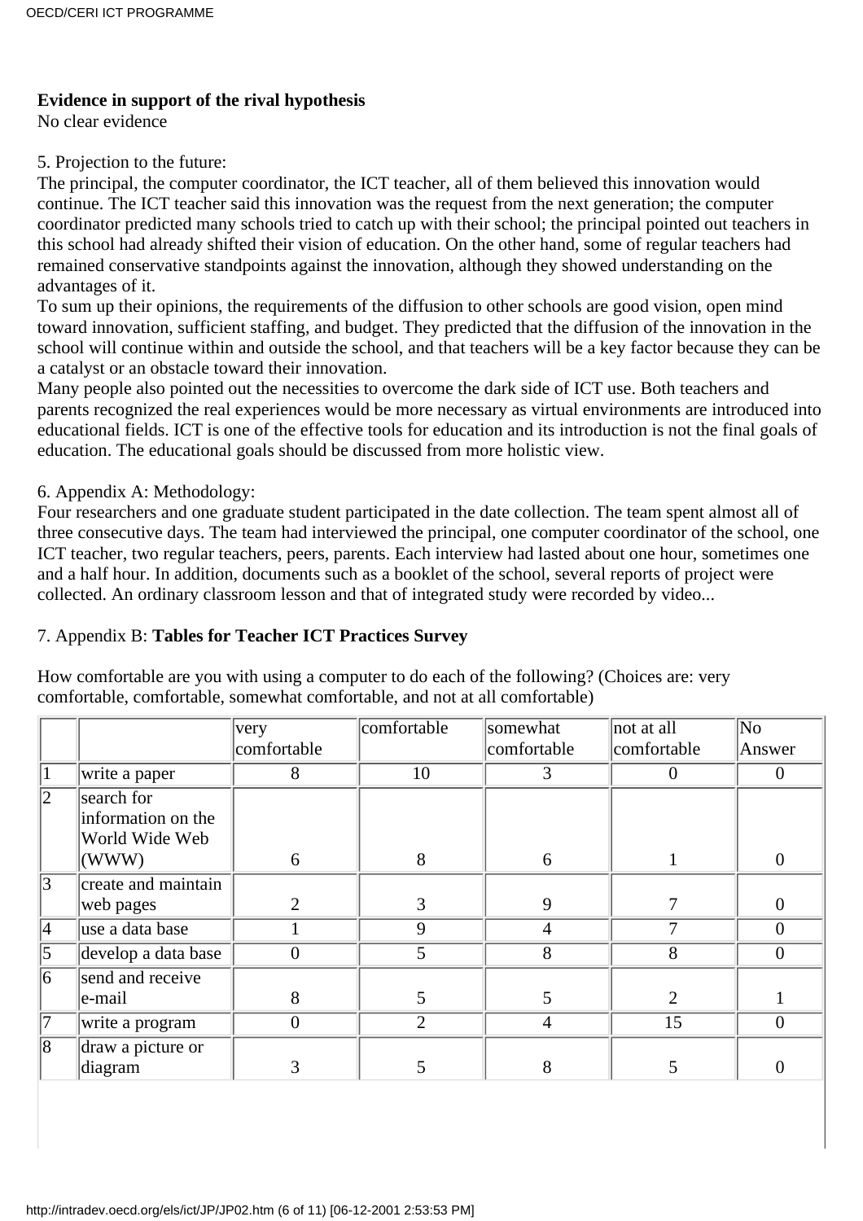**Evidence in support of the rival hypothesis**
No clear evidence

5. Projection to the future:
The principal, the computer coordinator, the ICT teacher, all of them believed this innovation would continue. The ICT teacher said this innovation was the request from the next generation; the computer coordinator predicted many schools tried to catch up with their school; the principal pointed out teachers in this school had already shifted their vision of education. On the other hand, some of regular teachers had remained conservative standpoints against the innovation, although they showed understanding on the advantages of it.
To sum up their opinions, the requirements of the diffusion to other schools are good vision, open mind toward innovation, sufficient staffing, and budget. They predicted that the diffusion of the innovation in the school will continue within and outside the school, and that teachers will be a key factor because they can be a catalyst or an obstacle toward their innovation.
Many people also pointed out the necessities to overcome the dark side of ICT use. Both teachers and parents recognized the real experiences would be more necessary as virtual environments are introduced into educational fields. ICT is one of the effective tools for education and its introduction is not the final goals of education. The educational goals should be discussed from more holistic view.

6. Appendix A: Methodology:
Four researchers and one graduate student participated in the date collection. The team spent almost all of three consecutive days. The team had interviewed the principal, one computer coordinator of the school, one ICT teacher, two regular teachers, peers, parents. Each interview had lasted about one hour, sometimes one and a half hour. In addition, documents such as a booklet of the school, several reports of project were collected. An ordinary classroom lesson and that of integrated study were recorded by video...

7. Appendix B: **Tables for Teacher ICT Practices Survey**

How comfortable are you with using a computer to do each of the following? (Choices are: very comfortable, comfortable, somewhat comfortable, and not at all comfortable)

| | | very comfortable | comfortable | somewhat comfortable | not at all comfortable | No Answer |
|---|---|---|---|---|---|---|
| 1 | write a paper | 8 | 10 | 3 | 0 | 0 |
| 2 | search for information on the World Wide Web (WWW) | 6 | 8 | 6 | 1 | 0 |
| 3 | create and maintain web pages | 2 | 3 | 9 | 7 | 0 |
| 4 | use a data base | 1 | 9 | 4 | 7 | 0 |
| 5 | develop a data base | 0 | 5 | 8 | 8 | 0 |
| 6 | send and receive e-mail | 8 | 5 | 5 | 2 | 1 |
| 7 | write a program | 0 | 2 | 4 | 15 | 0 |
| 8 | draw a picture or diagram | 3 | 5 | 8 | 5 | 0 |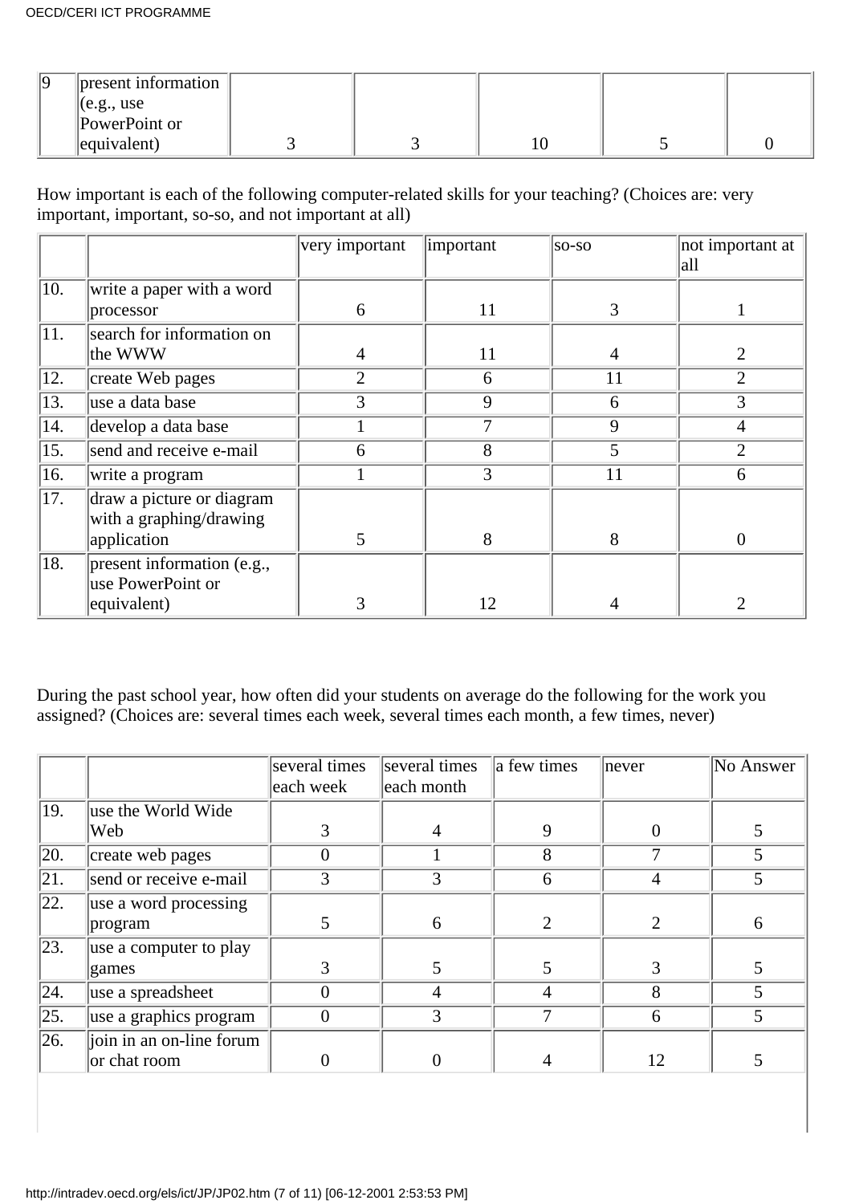| 9 | present information (e.g., use PowerPoint or equivalent) | 3 | 3 | 10 | 5 | 0 |
|---|---|---|---|---|---|---|

How important is each of the following computer-related skills for your teaching? (Choices are: very important, important, so-so, and not important at all)

| | | very important | important | so-so | not important at all |
|---|---|---|---|---|---|
| 10. | write a paper with a word processor | 6 | 11 | 3 | 1 |
| 11. | search for information on the WWW | 4 | 11 | 4 | 2 |
| 12. | create Web pages | 2 | 6 | 11 | 2 |
| 13. | use a data base | 3 | 9 | 6 | 3 |
| 14. | develop a data base | 1 | 7 | 9 | 4 |
| 15. | send and receive e-mail | 6 | 8 | 5 | 2 |
| 16. | write a program | 1 | 3 | 11 | 6 |
| 17. | draw a picture or diagram with a graphing/drawing application | 5 | 8 | 8 | 0 |
| 18. | present information (e.g., use PowerPoint or equivalent) | 3 | 12 | 4 | 2 |

During the past school year, how often did your students on average do the following for the work you assigned? (Choices are: several times each week, several times each month, a few times, never)

| | | several times each week | several times each month | a few times | never | No Answer |
|---|---|---|---|---|---|---|
| 19. | use the World Wide Web | 3 | 4 | 9 | 0 | 5 |
| 20. | create web pages | 0 | 1 | 8 | 7 | 5 |
| 21. | send or receive e-mail | 3 | 3 | 6 | 4 | 5 |
| 22. | use a word processing program | 5 | 6 | 2 | 2 | 6 |
| 23. | use a computer to play games | 3 | 5 | 5 | 3 | 5 |
| 24. | use a spreadsheet | 0 | 4 | 4 | 8 | 5 |
| 25. | use a graphics program | 0 | 3 | 7 | 6 | 5 |
| 26. | join in an on-line forum or chat room | 0 | 0 | 4 | 12 | 5 |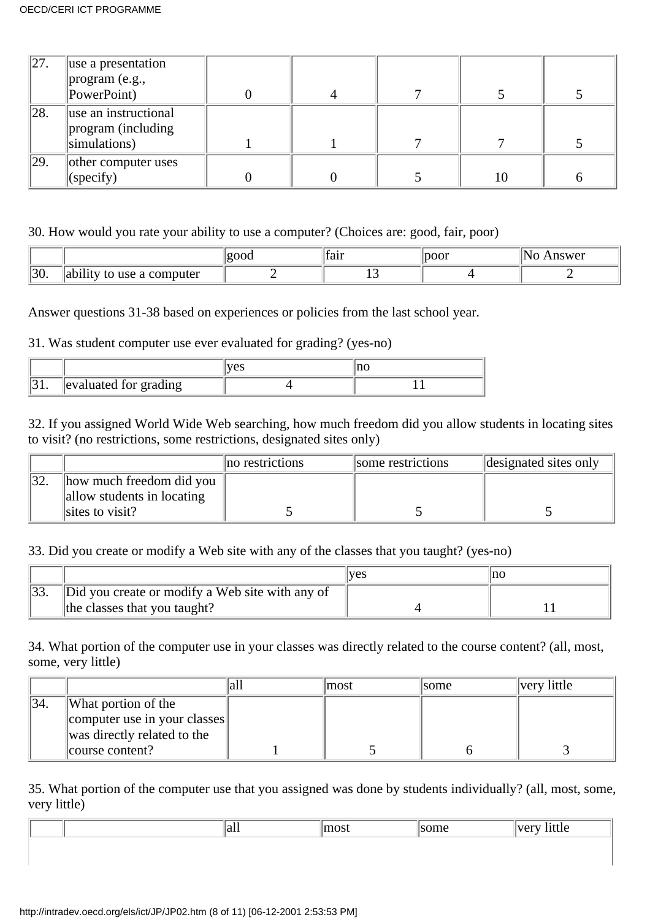| | | | | | | |
|---|---|---|---|---|---|---|
| 27. | use a presentation program (e.g., PowerPoint) | 0 | 4 | 7 | 5 | 5 |
| 28. | use an instructional program (including simulations) | 1 | 1 | 7 | 7 | 5 |
| 29. | other computer uses (specify) | 0 | 0 | 5 | 10 | 6 |

30. How would you rate your ability to use a computer? (Choices are: good, fair, poor)

| | | good | fair | poor | No Answer |
|---|---|---|---|---|---|
| 30. | ability to use a computer | 2 | 13 | 4 | 2 |

Answer questions 31-38 based on experiences or policies from the last school year.

31. Was student computer use ever evaluated for grading? (yes-no)

| | | yes | no |
|---|---|---|---|
| 31. | evaluated for grading | 4 | 11 |

32. If you assigned World Wide Web searching, how much freedom did you allow students in locating sites to visit? (no restrictions, some restrictions, designated sites only)

| | | no restrictions | some restrictions | designated sites only |
|---|---|---|---|---|
| 32. | how much freedom did you allow students in locating sites to visit? | 5 | 5 | 5 |

33. Did you create or modify a Web site with any of the classes that you taught? (yes-no)

| | | yes | no |
|---|---|---|---|
| 33. | Did you create or modify a Web site with any of the classes that you taught? | 4 | 11 |

34. What portion of the computer use in your classes was directly related to the course content? (all, most, some, very little)

| | | all | most | some | very little |
|---|---|---|---|---|---|
| 34. | What portion of the computer use in your classes was directly related to the course content? | 1 | 5 | 6 | 3 |

35. What portion of the computer use that you assigned was done by students individually? (all, most, some, very little)

| | | all | most | some | very little |
|---|---|---|---|---|---|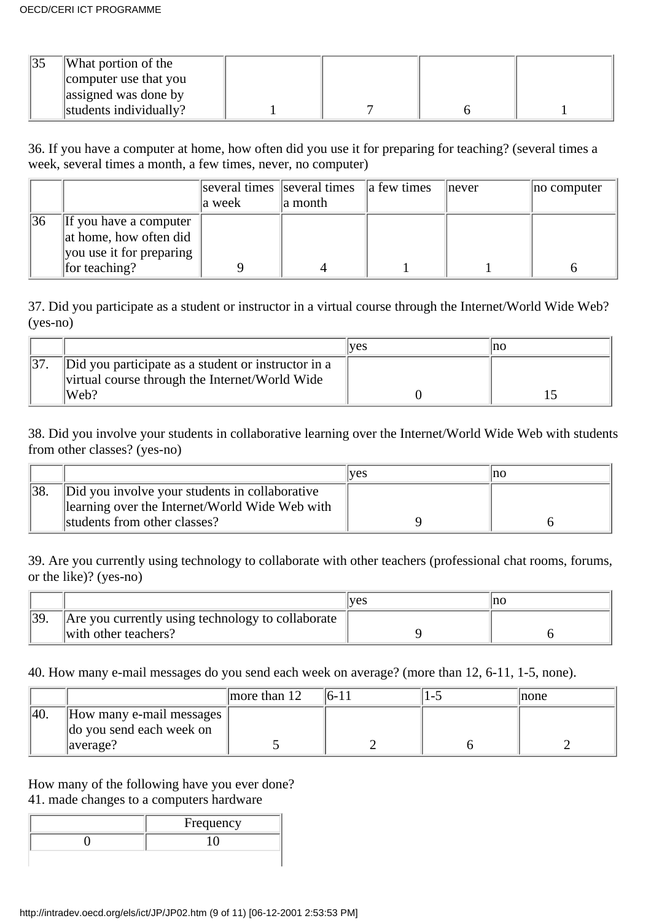| 35 | What portion of the computer use that you assigned was done by students individually? | 1 | 7 | 6 | 1 |
|---|---|---|---|---|---|

36. If you have a computer at home, how often did you use it for preparing for teaching? (several times a week, several times a month, a few times, never, no computer)

| | | several times a week | several times a month | a few times | never | no computer |
|---|---|---|---|---|---|---|
| 36 | If you have a computer at home, how often did you use it for preparing for teaching? | 9 | 4 | 1 | 1 | 6 |

37. Did you participate as a student or instructor in a virtual course through the Internet/World Wide Web? (yes-no)

| | | yes | no |
|---|---|---|---|
| 37. | Did you participate as a student or instructor in a virtual course through the Internet/World Wide Web? | 0 | 15 |

38. Did you involve your students in collaborative learning over the Internet/World Wide Web with students from other classes? (yes-no)

| | | yes | no |
|---|---|---|---|
| 38. | Did you involve your students in collaborative learning over the Internet/World Wide Web with students from other classes? | 9 | 6 |

39. Are you currently using technology to collaborate with other teachers (professional chat rooms, forums, or the like)? (yes-no)

| | | yes | no |
|---|---|---|---|
| 39. | Are you currently using technology to collaborate with other teachers? | 9 | 6 |

40. How many e-mail messages do you send each week on average? (more than 12, 6-11, 1-5, none).

| | | more than 12 | 6-11 | 1-5 | none |
|---|---|---|---|---|---|
| 40. | How many e-mail messages do you send each week on average? | 5 | 2 | 6 | 2 |

How many of the following have you ever done?

41. made changes to a computers hardware

| | Frequency |
|---|---|
| 0 | 10 |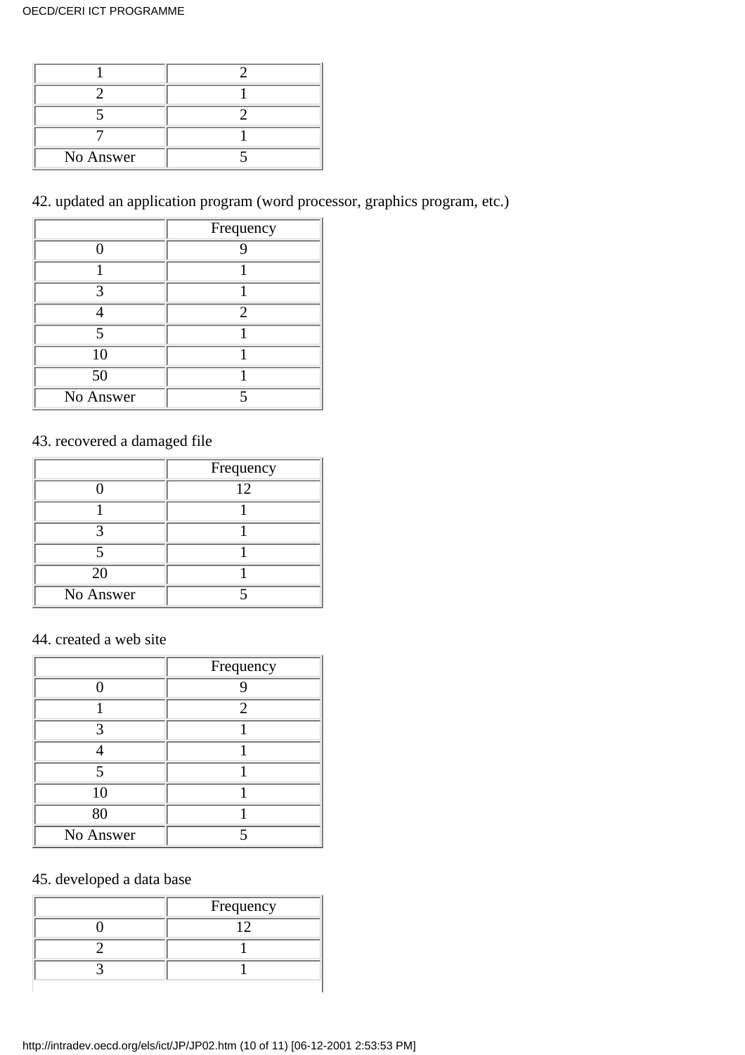| | |
|---|---|
| 1 | 2 |
| 2 | 1 |
| 5 | 2 |
| 7 | 1 |
| No Answer | 5 |

42. updated an application program (word processor, graphics program, etc.)

| | Frequency |
|---|---|
| 0 | 9 |
| 1 | 1 |
| 3 | 1 |
| 4 | 2 |
| 5 | 1 |
| 10 | 1 |
| 50 | 1 |
| No Answer | 5 |

43. recovered a damaged file

| | Frequency |
|---|---|
| 0 | 12 |
| 1 | 1 |
| 3 | 1 |
| 5 | 1 |
| 20 | 1 |
| No Answer | 5 |

44. created a web site

| | Frequency |
|---|---|
| 0 | 9 |
| 1 | 2 |
| 3 | 1 |
| 4 | 1 |
| 5 | 1 |
| 10 | 1 |
| 80 | 1 |
| No Answer | 5 |

45. developed a data base

| | Frequency |
|---|---|
| 0 | 12 |
| 2 | 1 |
| 3 | 1 |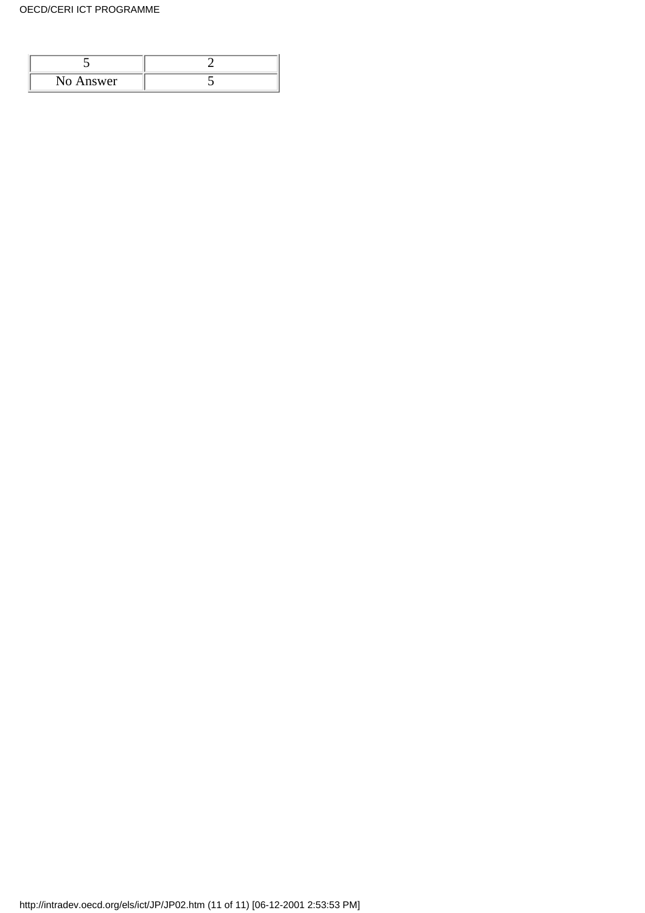| | |
|---|---|
| 5 | 2 |
| No Answer | 5 |